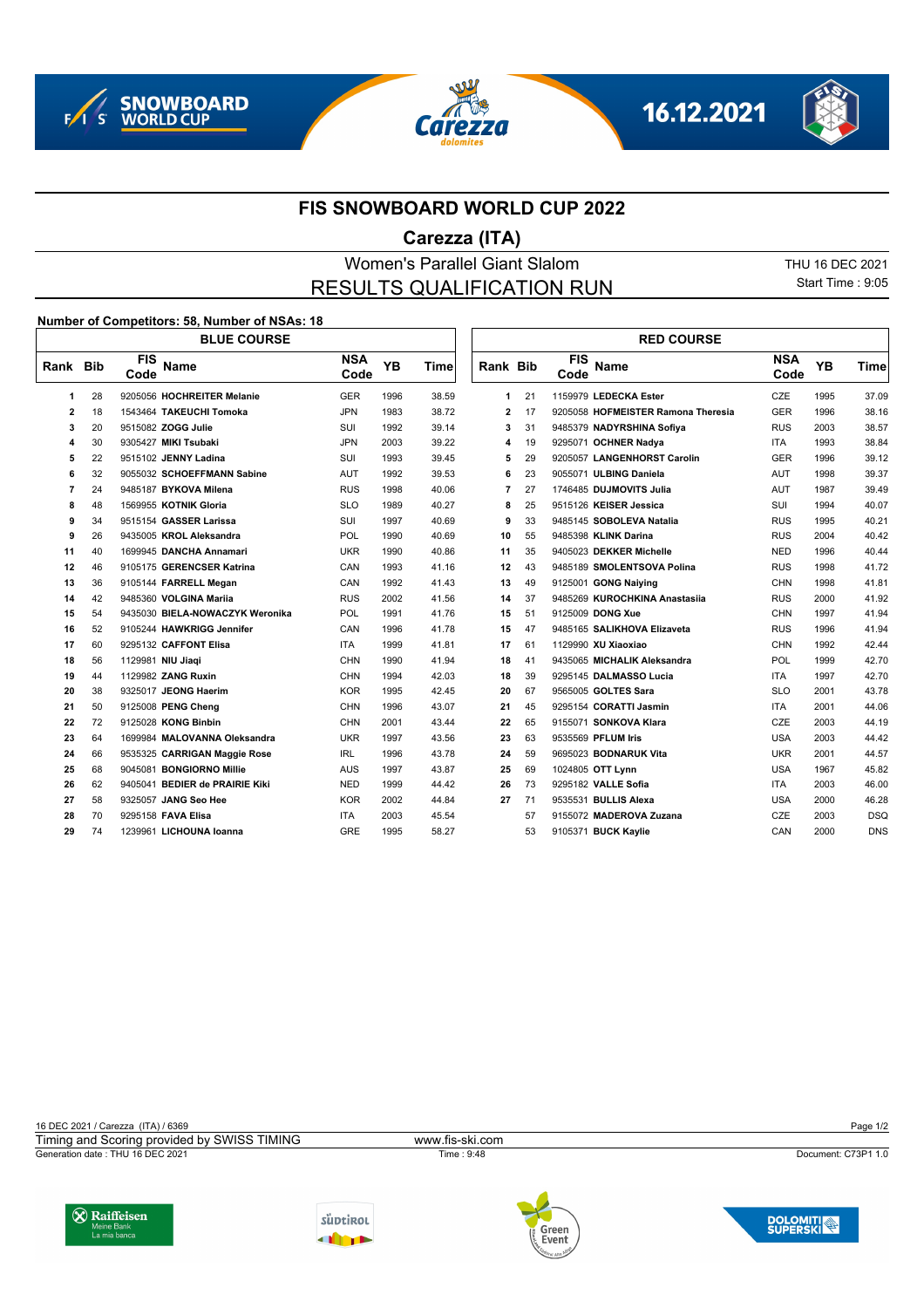# FIS SNOWBOARD WORLD CUP 2022

## Carezza (ITA)

### Women's Parallel Giant Slalom
### RESULTS QUALIFICATION RUN

THU 16 DEC 2021
Start Time : 9:05

**Number of Competitors: 58, Number of NSAs: 18**

**BLUE COURSE**

| Rank | Bib | FIS Code | Name | NSA Code | YB | Time |
|---|---|---|---|---|---|---|
| 1 | 28 | 9205056 | **HOCHREITER Melanie** | GER | 1996 | 38.59 |
| 2 | 18 | 1543464 | **TAKEUCHI Tomoka** | JPN | 1983 | 38.72 |
| 3 | 20 | 9515082 | **ZOGG Julie** | SUI | 1992 | 39.14 |
| 4 | 30 | 9305427 | **MIKI Tsubaki** | JPN | 2003 | 39.22 |
| 5 | 22 | 9515102 | **JENNY Ladina** | SUI | 1993 | 39.45 |
| 6 | 32 | 9055032 | **SCHOEFFMANN Sabine** | AUT | 1992 | 39.53 |
| 7 | 24 | 9485187 | **BYKOVA Milena** | RUS | 1998 | 40.06 |
| 8 | 48 | 1569955 | **KOTNIK Gloria** | SLO | 1989 | 40.27 |
| 9 | 34 | 9515154 | **GASSER Larissa** | SUI | 1997 | 40.69 |
| 9 | 26 | 9435005 | **KROL Aleksandra** | POL | 1990 | 40.69 |
| 11 | 40 | 1699945 | **DANCHA Annamari** | UKR | 1990 | 40.86 |
| 12 | 46 | 9105175 | **GERENCSER Katrina** | CAN | 1993 | 41.16 |
| 13 | 36 | 9105144 | **FARRELL Megan** | CAN | 1992 | 41.43 |
| 14 | 42 | 9485360 | **VOLGINA Mariia** | RUS | 2002 | 41.56 |
| 15 | 54 | 9435030 | **BIELA-NOWACZYK Weronika** | POL | 1991 | 41.76 |
| 16 | 52 | 9105244 | **HAWKRIGG Jennifer** | CAN | 1996 | 41.78 |
| 17 | 60 | 9295132 | **CAFFONT Elisa** | ITA | 1999 | 41.81 |
| 18 | 56 | 1129981 | **NIU Jiaqi** | CHN | 1990 | 41.94 |
| 19 | 44 | 1129982 | **ZANG Ruxin** | CHN | 1994 | 42.03 |
| 20 | 38 | 9325017 | **JEONG Haerim** | KOR | 1995 | 42.45 |
| 21 | 50 | 9125008 | **PENG Cheng** | CHN | 1996 | 43.07 |
| 22 | 72 | 9125028 | **KONG Binbin** | CHN | 2001 | 43.44 |
| 23 | 64 | 1699984 | **MALOVANNA Oleksandra** | UKR | 1997 | 43.56 |
| 24 | 66 | 9535325 | **CARRIGAN Maggie Rose** | IRL | 1996 | 43.78 |
| 25 | 68 | 9045081 | **BONGIORNO Millie** | AUS | 1997 | 43.87 |
| 26 | 62 | 9405041 | **BEDIER de PRAIRIE Kiki** | NED | 1999 | 44.42 |
| 27 | 58 | 9325057 | **JANG Seo Hee** | KOR | 2002 | 44.84 |
| 28 | 70 | 9295158 | **FAVA Elisa** | ITA | 2003 | 45.54 |
| 29 | 74 | 1239961 | **LICHOUNA Ioanna** | GRE | 1995 | 58.27 |

**RED COURSE**

| Rank | Bib | FIS Code | Name | NSA Code | YB | Time |
|---|---|---|---|---|---|---|
| 1 | 21 | 1159979 | **LEDECKA Ester** | CZE | 1995 | 37.09 |
| 2 | 17 | 9205058 | **HOFMEISTER Ramona Theresia** | GER | 1996 | 38.16 |
| 3 | 31 | 9485379 | **NADYRSHINA Sofiya** | RUS | 2003 | 38.57 |
| 4 | 19 | 9295071 | **OCHNER Nadya** | ITA | 1993 | 38.84 |
| 5 | 29 | 9205057 | **LANGENHORST Carolin** | GER | 1996 | 39.12 |
| 6 | 23 | 9055071 | **ULBING Daniela** | AUT | 1998 | 39.37 |
| 7 | 27 | 1746485 | **DUJMOVITS Julia** | AUT | 1987 | 39.49 |
| 8 | 25 | 9515126 | **KEISER Jessica** | SUI | 1994 | 40.07 |
| 9 | 33 | 9485145 | **SOBOLEVA Natalia** | RUS | 1995 | 40.21 |
| 10 | 55 | 9485398 | **KLINK Darina** | RUS | 2004 | 40.42 |
| 11 | 35 | 9405023 | **DEKKER Michelle** | NED | 1996 | 40.44 |
| 12 | 43 | 9485189 | **SMOLENTSOVA Polina** | RUS | 1998 | 41.72 |
| 13 | 49 | 9125001 | **GONG Naiying** | CHN | 1998 | 41.81 |
| 14 | 37 | 9485269 | **KUROCHKINA Anastasiia** | RUS | 2000 | 41.92 |
| 15 | 51 | 9125009 | **DONG Xue** | CHN | 1997 | 41.94 |
| 15 | 47 | 9485165 | **SALIKHOVA Elizaveta** | RUS | 1996 | 41.94 |
| 17 | 61 | 1129990 | **XU Xiaoxiao** | CHN | 1992 | 42.44 |
| 18 | 41 | 9435065 | **MICHALIK Aleksandra** | POL | 1999 | 42.70 |
| 18 | 39 | 9295145 | **DALMASSO Lucia** | ITA | 1997 | 42.70 |
| 20 | 67 | 9565005 | **GOLTES Sara** | SLO | 2001 | 43.78 |
| 21 | 45 | 9295154 | **CORATTI Jasmin** | ITA | 2001 | 44.06 |
| 22 | 65 | 9155071 | **SONKOVA Klara** | CZE | 2003 | 44.19 |
| 23 | 63 | 9535569 | **PFLUM Iris** | USA | 2003 | 44.42 |
| 24 | 59 | 9695023 | **BODNARUK Vita** | UKR | 2001 | 44.57 |
| 25 | 69 | 1024805 | **OTT Lynn** | USA | 1967 | 45.82 |
| 26 | 73 | 9295182 | **VALLE Sofia** | ITA | 2003 | 46.00 |
| 27 | 71 | 9535531 | **BULLIS Alexa** | USA | 2000 | 46.28 |
| | 57 | 9155072 | **MADEROVA Zuzana** | CZE | 2003 | DSQ |
| | 53 | 9105371 | **BUCK Kaylie** | CAN | 2000 | DNS |

16 DEC 2021 / Carezza (ITA) / 6369
Timing and Scoring provided by SWISS TIMING — www.fis-ski.com
Generation date : THU 16 DEC 2021 — Time : 9:48 — Document: C73P1 1.0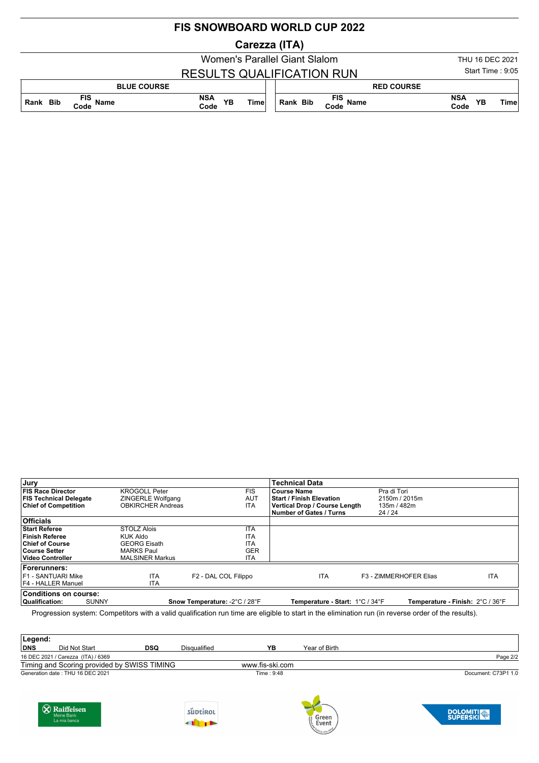# FIS SNOWBOARD WORLD CUP 2022

## Carezza (ITA)

### Women's Parallel Giant Slalom

THU 16 DEC 2021

### RESULTS QUALIFICATION RUN

Start Time : 9:05

| BLUE COURSE | | | | | | | RED COURSE | | | | | | |
|---|---|---|---|---|---|---|---|---|---|---|---|---|---|
| Rank | Bib | FIS Code | Name | NSA Code | YB | Time | Rank | Bib | FIS Code | Name | NSA Code | YB | Time |

| Jury | | |
|---|---|---|
| **FIS Race Director** | KROGOLL Peter | FIS |
| **FIS Technical Delegate** | ZINGERLE Wolfgang | AUT |
| **Chief of Competition** | OBKIRCHER Andreas | ITA |
| **Officials** | | |
| **Start Referee** | STOLZ Alois | ITA |
| **Finish Referee** | KUK Aldo | ITA |
| **Chief of Course** | GEORG Eisath | ITA |
| **Course Setter** | MARKS Paul | GER |
| **Video Controller** | MALSINER Markus | ITA |

| Technical Data | |
|---|---|
| **Course Name** | Pra di Tori |
| **Start / Finish Elevation** | 2150m / 2015m |
| **Vertical Drop / Course Length** | 135m / 482m |
| **Number of Gates / Turns** | 24 / 24 |

**Forerunners:**

| | | | | | |
|---|---|---|---|---|---|
| F1 - SANTUARI Mike | ITA | F2 - DAL COL Filippo | ITA | F3 - ZIMMERHOFER Elias | ITA |
| F4 - HALLER Manuel | ITA | | | | |

**Conditions on course:**

**Qualification:** SUNNY **Snow Temperature:** -2°C / 28°F **Temperature - Start:** 1°C / 34°F **Temperature - Finish:** 2°C / 36°F

Progression system: Competitors with a valid qualification run time are eligible to start in the elimination run (in reverse order of the results).

**Legend:**

| | | | | | |
|---|---|---|---|---|---|
| **DNS** | Did Not Start | **DSQ** | Disqualified | **YB** | Year of Birth |

16 DEC 2021 / Carezza (ITA) / 6369

Timing and Scoring provided by SWISS TIMING

www.fis-ski.com

Generation date : THU 16 DEC 2021 Time : 9:48 Document: C73P1 1.0